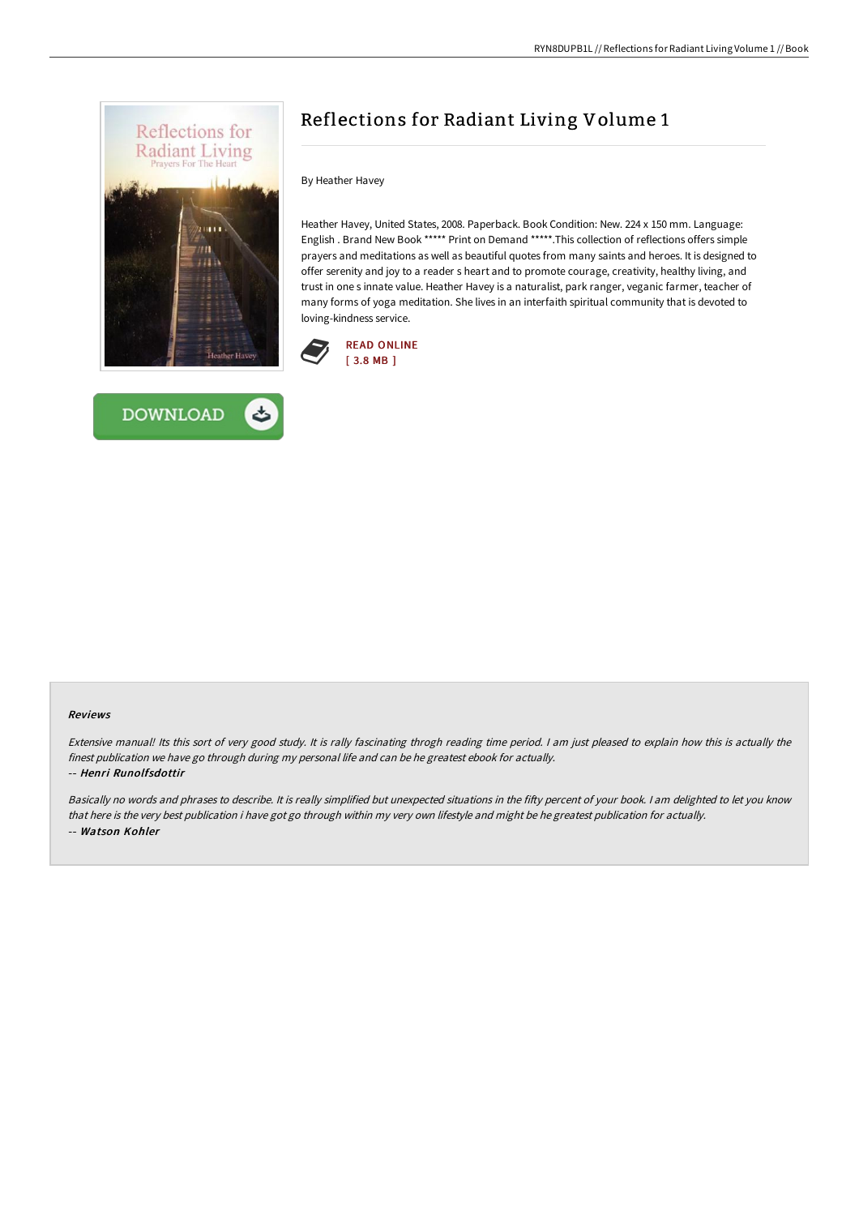# Reflections for Radiant Living Volume 1

By Heather Havey

Heather Havey, United States, 2008. Paperback. Book Condition: New. 224 x 150 mm. Language: English . Brand New Book ***** Print on Demand *****.This collection of reflections offers simple prayers and meditations as well as beautiful quotes from many saints and heroes. It is designed to offer serenity and joy to a reader s heart and to promote courage, creativity, healthy living, and trust in one s innate value. Heather Havey is a naturalist, park ranger, veganic farmer, teacher of many forms of yoga meditation. She lives in an interfaith spiritual community that is devoted to loving-kindness service.

READ ONLINE
[ 3.8 MB ]

DOWNLOAD

### Reviews

*Extensive manual! Its this sort of very good study. It is rally fascinating throgh reading time period. I am just pleased to explain how this is actually the finest publication we have go through during my personal life and can be he greatest ebook for actually.*

-- ***Henri Runolfsdottir***

*Basically no words and phrases to describe. It is really simplified but unexpected situations in the fifty percent of your book. I am delighted to let you know that here is the very best publication i have got go through within my very own lifestyle and might be he greatest publication for actually.*

-- ***Watson Kohler***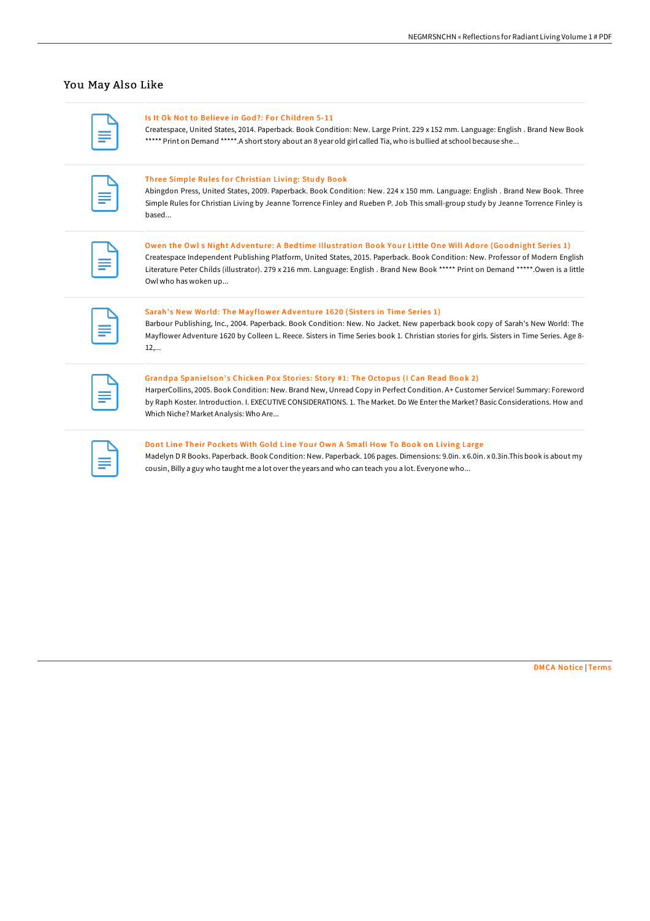## You May Also Like

### Is It Ok Not to Believe in God?: For Children 5-11

Createspace, United States, 2014. Paperback. Book Condition: New. Large Print. 229 x 152 mm. Language: English . Brand New Book ***** Print on Demand *****.A short story about an 8 year old girl called Tia, who is bullied at school because she...

### Three Simple Rules for Christian Living: Study Book

Abingdon Press, United States, 2009. Paperback. Book Condition: New. 224 x 150 mm. Language: English . Brand New Book. Three Simple Rules for Christian Living by Jeanne Torrence Finley and Rueben P. Job This small-group study by Jeanne Torrence Finley is based...

### Owen the Owl s Night Adventure: A Bedtime Illustration Book Your Little One Will Adore (Goodnight Series 1)

Createspace Independent Publishing Platform, United States, 2015. Paperback. Book Condition: New. Professor of Modern English Literature Peter Childs (illustrator). 279 x 216 mm. Language: English . Brand New Book ***** Print on Demand *****.Owen is a little Owl who has woken up...

### Sarah's New World: The Mayflower Adventure 1620 (Sisters in Time Series 1)

Barbour Publishing, Inc., 2004. Paperback. Book Condition: New. No Jacket. New paperback book copy of Sarah's New World: The Mayflower Adventure 1620 by Colleen L. Reece. Sisters in Time Series book 1. Christian stories for girls. Sisters in Time Series. Age 8-12,...

### Grandpa Spanielson's Chicken Pox Stories: Story #1: The Octopus (I Can Read Book 2)

HarperCollins, 2005. Book Condition: New. Brand New, Unread Copy in Perfect Condition. A+ Customer Service! Summary: Foreword by Raph Koster. Introduction. I. EXECUTIVE CONSIDERATIONS. 1. The Market. Do We Enter the Market? Basic Considerations. How and Which Niche? Market Analysis: Who Are...

### Dont Line Their Pockets With Gold Line Your Own A Small How To Book on Living Large

Madelyn D R Books. Paperback. Book Condition: New. Paperback. 106 pages. Dimensions: 9.0in. x 6.0in. x 0.3in.This book is about my cousin, Billy a guy who taught me a lot over the years and who can teach you a lot. Everyone who...

DMCA Notice | Terms